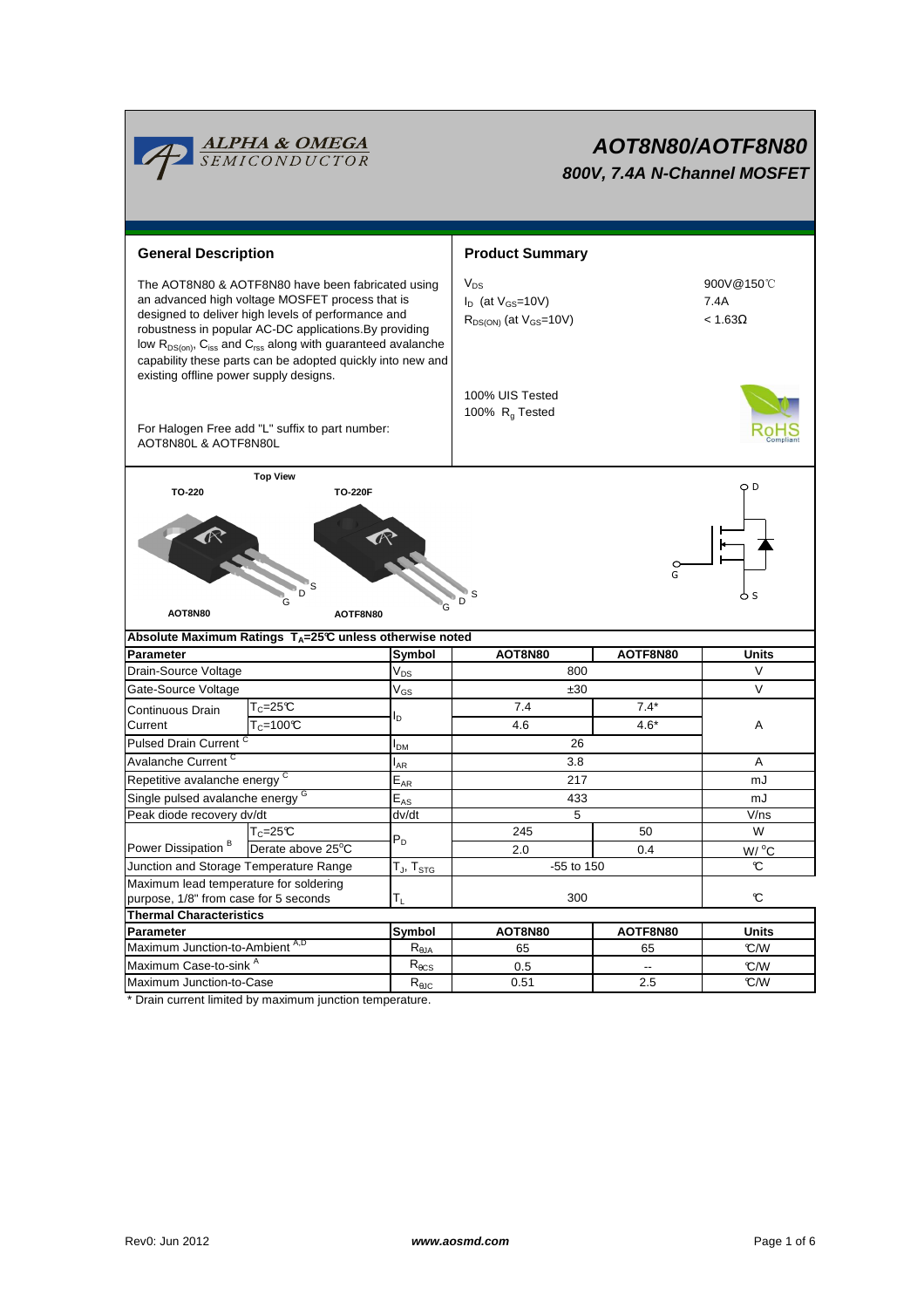# AOT8N80/AOTF8N80

## 800V, 7.4A N-Channel MOSFET

### General Description

The AOT8N80 & AOTF8N80 have been fabricated using an advanced high voltage MOSFET process that is designed to deliver high levels of performance and robustness in popular AC-DC applications.By providing low $R_{DS(on)}$, $C_{iss}$ and $C_{rss}$ along with guaranteed avalanche capability these parts can be adopted quickly into new and existing offline power supply designs.

For Halogen Free add "L" suffix to part number:
AOT8N80L & AOTF8N80L

### Product Summary

| | |
|---|---|
| $V_{DS}$ | 900V@150℃ |
| $I_D$ (at $V_{GS}$=10V) | 7.4A |
| $R_{DS(ON)}$ (at $V_{GS}$=10V) | < 1.63Ω |

100% UIS Tested
100% $R_g$ Tested

Top View

TO-220 — AOT8N80 (G D S)
TO-220F — AOTF8N80 (G D S)

### Absolute Maximum Ratings $T_A$=25℃ unless otherwise noted

| Parameter | | Symbol | AOT8N80 | AOTF8N80 | Units |
|---|---|---|---|---|---|
| Drain-Source Voltage | | $V_{DS}$ | 800 | | V |
| Gate-Source Voltage | | $V_{GS}$ | ±30 | | V |
| Continuous Drain Current | $T_C$=25℃ | $I_D$ | 7.4 | 7.4* | A |
| | $T_C$=100℃ | | 4.6 | 4.6* | |
| Pulsed Drain Current [C] | | $I_{DM}$ | 26 | | |
| Avalanche Current [C] | | $I_{AR}$ | 3.8 | | A |
| Repetitive avalanche energy [C] | | $E_{AR}$ | 217 | | mJ |
| Single pulsed avalanche energy [G] | | $E_{AS}$ | 433 | | mJ |
| Peak diode recovery dv/dt | | dv/dt | 5 | | V/ns |
| Power Dissipation [B] | $T_C$=25℃ | $P_D$ | 245 | 50 | W |
| | Derate above 25°C | | 2.0 | 0.4 | W/ °C |
| Junction and Storage Temperature Range | | $T_J$, $T_{STG}$ | -55 to 150 | | ℃ |
| Maximum lead temperature for soldering purpose, 1/8" from case for 5 seconds | | $T_L$ | 300 | | ℃ |

### Thermal Characteristics

| Parameter | Symbol | AOT8N80 | AOTF8N80 | Units |
|---|---|---|---|---|
| Maximum Junction-to-Ambient [A,D] | $R_{\theta JA}$ | 65 | 65 | ℃/W |
| Maximum Case-to-sink [A] | $R_{\theta CS}$ | 0.5 | -- | ℃/W |
| Maximum Junction-to-Case | $R_{\theta JC}$ | 0.51 | 2.5 | ℃/W |

* Drain current limited by maximum junction temperature.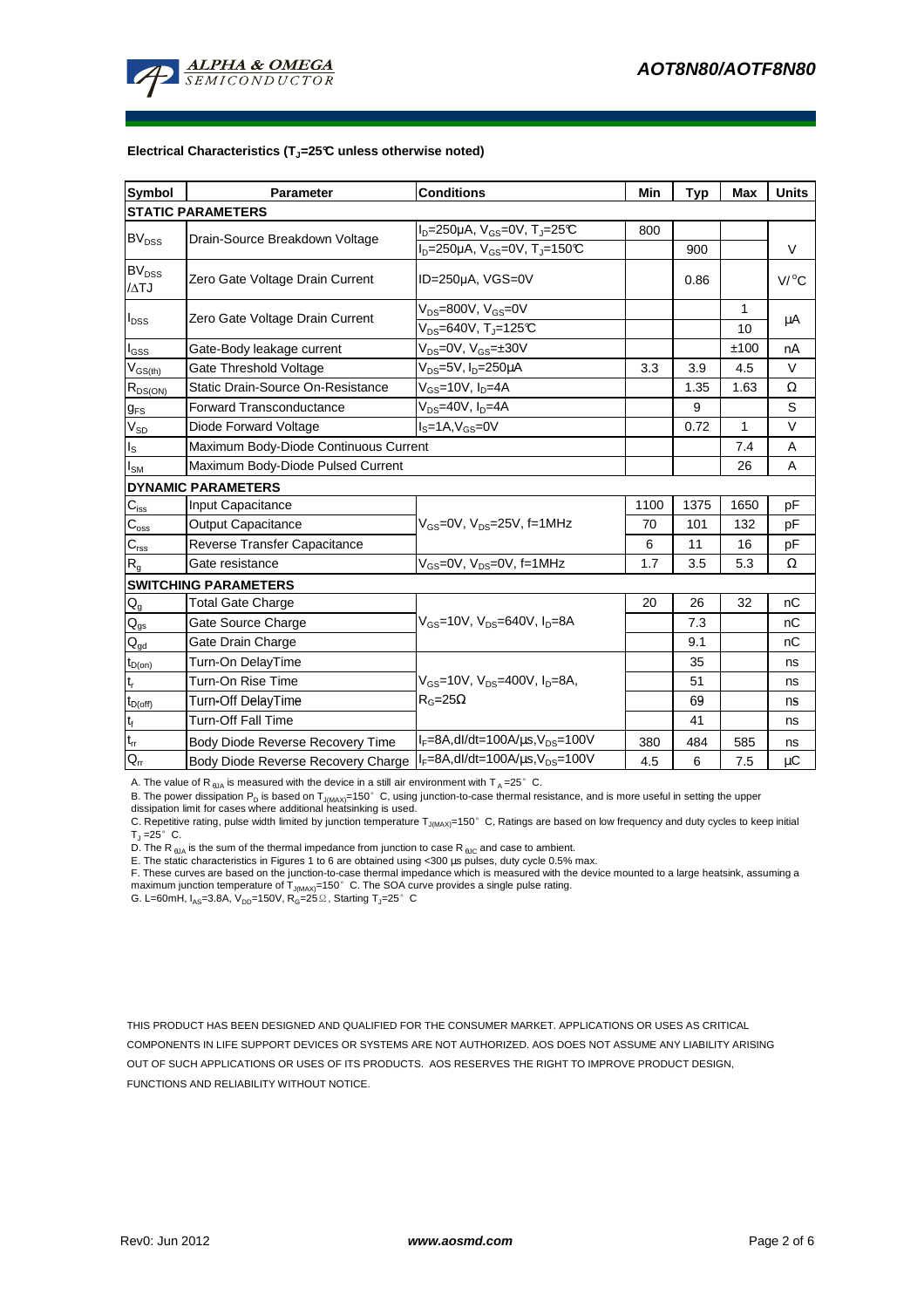**Electrical Characteristics ($T_J$=25°C unless otherwise noted)**

| Symbol | Parameter | Conditions | Min | Typ | Max | Units |
|---|---|---|---|---|---|---|
| **STATIC PARAMETERS** | | | | | | |
| $BV_{DSS}$ | Drain-Source Breakdown Voltage | $I_D$=250µA, $V_{GS}$=0V, $T_J$=25°C | 800 | | | V |
| | | $I_D$=250µA, $V_{GS}$=0V, $T_J$=150°C | | 900 | | |
| $BV_{DSS}$ /ΔTJ | Zero Gate Voltage Drain Current | ID=250µA, VGS=0V | | 0.86 | | V/°C |
| $I_{DSS}$ | Zero Gate Voltage Drain Current | $V_{DS}$=800V, $V_{GS}$=0V | | | 1 | µA |
| | | $V_{DS}$=640V, $T_J$=125°C | | | 10 | |
| $I_{GSS}$ | Gate-Body leakage current | $V_{DS}$=0V, $V_{GS}$=±30V | | | ±100 | nA |
| $V_{GS(th)}$ | Gate Threshold Voltage | $V_{DS}$=5V, $I_D$=250µA | 3.3 | 3.9 | 4.5 | V |
| $R_{DS(ON)}$ | Static Drain-Source On-Resistance | $V_{GS}$=10V, $I_D$=4A | | 1.35 | 1.63 | Ω |
| $g_{FS}$ | Forward Transconductance | $V_{DS}$=40V, $I_D$=4A | | 9 | | S |
| $V_{SD}$ | Diode Forward Voltage | $I_S$=1A, $V_{GS}$=0V | | 0.72 | 1 | V |
| $I_S$ | Maximum Body-Diode Continuous Current | | | | 7.4 | A |
| $I_{SM}$ | Maximum Body-Diode Pulsed Current | | | | 26 | A |
| **DYNAMIC PARAMETERS** | | | | | | |
| $C_{iss}$ | Input Capacitance | $V_{GS}$=0V, $V_{DS}$=25V, f=1MHz | 1100 | 1375 | 1650 | pF |
| $C_{oss}$ | Output Capacitance | | 70 | 101 | 132 | pF |
| $C_{rss}$ | Reverse Transfer Capacitance | | 6 | 11 | 16 | pF |
| $R_g$ | Gate resistance | $V_{GS}$=0V, $V_{DS}$=0V, f=1MHz | 1.7 | 3.5 | 5.3 | Ω |
| **SWITCHING PARAMETERS** | | | | | | |
| $Q_g$ | Total Gate Charge | $V_{GS}$=10V, $V_{DS}$=640V, $I_D$=8A | 20 | 26 | 32 | nC |
| $Q_{gs}$ | Gate Source Charge | | | 7.3 | | nC |
| $Q_{gd}$ | Gate Drain Charge | | | 9.1 | | nC |
| $t_{D(on)}$ | Turn-On DelayTime | $V_{GS}$=10V, $V_{DS}$=400V, $I_D$=8A, $R_G$=25Ω | | 35 | | ns |
| $t_r$ | Turn-On Rise Time | | | 51 | | ns |
| $t_{D(off)}$ | Turn-Off DelayTime | | | 69 | | ns |
| $t_f$ | Turn-Off Fall Time | | | 41 | | ns |
| $t_{rr}$ | Body Diode Reverse Recovery Time | $I_F$=8A, dI/dt=100A/µs, $V_{DS}$=100V | 380 | 484 | 585 | ns |
| $Q_{rr}$ | Body Diode Reverse Recovery Charge | $I_F$=8A, dI/dt=100A/µs, $V_{DS}$=100V | 4.5 | 6 | 7.5 | µC |

A. The value of $R_{\theta JA}$ is measured with the device in a still air environment with $T_A$=25°C.

B. The power dissipation $P_D$ is based on $T_{J(MAX)}$=150°C, using junction-to-case thermal resistance, and is more useful in setting the upper dissipation limit for cases where additional heatsinking is used.

C. Repetitive rating, pulse width limited by junction temperature $T_{J(MAX)}$=150°C, Ratings are based on low frequency and duty cycles to keep initial $T_J$=25°C.

D. The $R_{\theta JA}$ is the sum of the thermal impedance from junction to case $R_{\theta JC}$ and case to ambient.

E. The static characteristics in Figures 1 to 6 are obtained using <300 µs pulses, duty cycle 0.5% max.

F. These curves are based on the junction-to-case thermal impedance which is measured with the device mounted to a large heatsink, assuming a maximum junction temperature of $T_{J(MAX)}$=150°C. The SOA curve provides a single pulse rating.

G. L=60mH, $I_{AS}$=3.8A, $V_{DD}$=150V, $R_G$=25Ω, Starting $T_J$=25°C

THIS PRODUCT HAS BEEN DESIGNED AND QUALIFIED FOR THE CONSUMER MARKET. APPLICATIONS OR USES AS CRITICAL COMPONENTS IN LIFE SUPPORT DEVICES OR SYSTEMS ARE NOT AUTHORIZED. AOS DOES NOT ASSUME ANY LIABILITY ARISING OUT OF SUCH APPLICATIONS OR USES OF ITS PRODUCTS. AOS RESERVES THE RIGHT TO IMPROVE PRODUCT DESIGN, FUNCTIONS AND RELIABILITY WITHOUT NOTICE.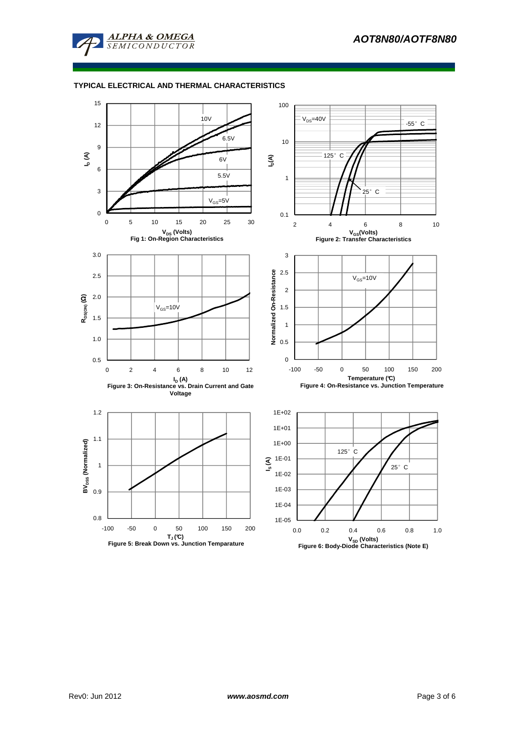### TYPICAL ELECTRICAL AND THERMAL CHARACTERISTICS

Fig 1: On-Region Characteristics

Figure 2: Transfer Characteristics

Figure 3: On-Resistance vs. Drain Current and Gate Voltage

Figure 4: On-Resistance vs. Junction Temperature

Figure 5: Break Down vs. Junction Temparature

Figure 6: Body-Diode Characteristics (Note E)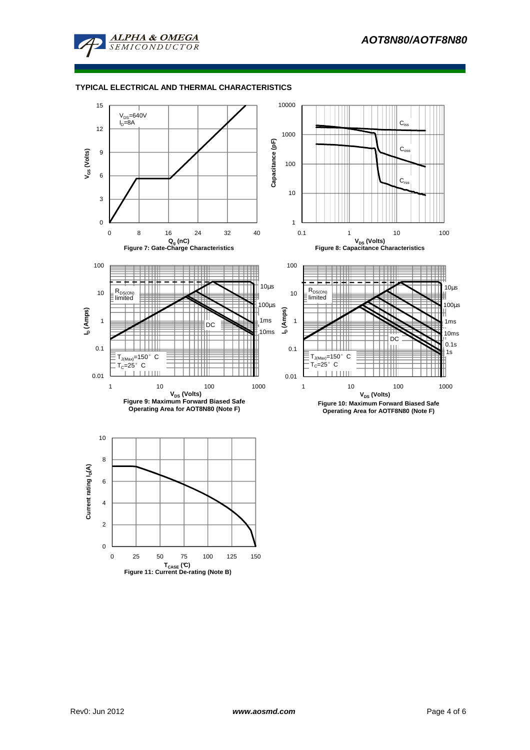## TYPICAL ELECTRICAL AND THERMAL CHARACTERISTICS

$V_{DS}$=640V
$I_D$=8A

Figure 7: Gate-Charge Characteristics

Figure 8: Capacitance Characteristics

Figure 9: Maximum Forward Biased Safe Operating Area for AOT8N80 (Note F)

Figure 10: Maximum Forward Biased Safe Operating Area for AOTF8N80 (Note F)

Figure 11: Current De-rating (Note B)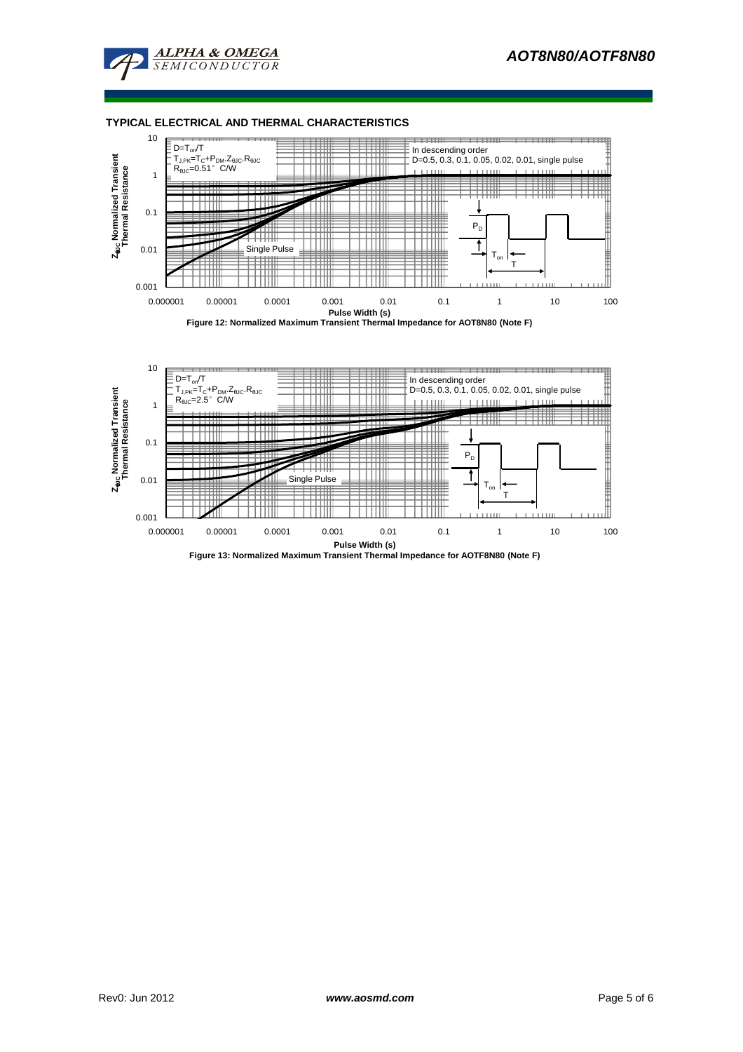## TYPICAL ELECTRICAL AND THERMAL CHARACTERISTICS

$D=T_{on}/T$
$T_{J,PK}=T_C+P_{DM}.Z_{\theta JC}.R_{\theta JC}$
$R_{\theta JC}=0.51°C/W$

In descending order
D=0.5, 0.3, 0.1, 0.05, 0.02, 0.01, single pulse

Single Pulse

$Z_{\theta JC}$ Normalized Transient Thermal Resistance

Pulse Width (s)

Figure 12: Normalized Maximum Transient Thermal Impedance for AOT8N80 (Note F)

$D=T_{on}/T$
$T_{J,PK}=T_C+P_{DM}.Z_{\theta JC}.R_{\theta JC}$
$R_{\theta JC}=2.5°C/W$

In descending order
D=0.5, 0.3, 0.1, 0.05, 0.02, 0.01, single pulse

Single Pulse

$Z_{\theta JC}$ Normalized Transient Thermal Resistance

Pulse Width (s)

Figure 13: Normalized Maximum Transient Thermal Impedance for AOTF8N80 (Note F)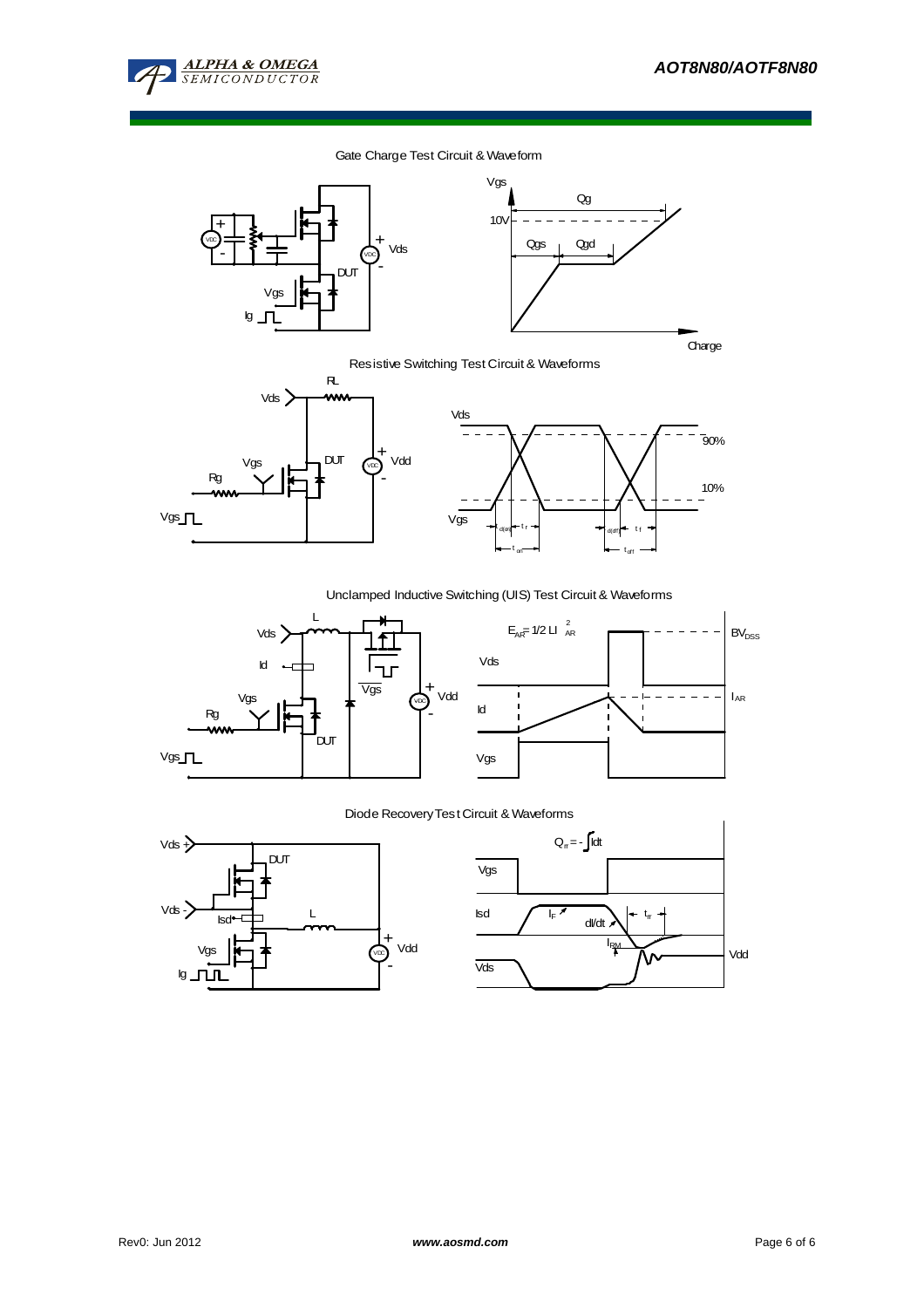Gate Charge Test Circuit & Waveform

VDC
+
-
Vds
+
-
VDC
DUT
Vgs
Ig

Vgs
10V
Qg
Qgs
Qgd
Charge

Resistive Switching Test Circuit & Waveforms

RL
Vds
Vgs
DUT
Rg
Vgs
VDC
+
Vdd
-

Vds
90%
10%
Vgs
$t_{d(on)}$
$t_r$
$t_{on}$
$t_{d(off)}$
$t_f$
$t_{off}$

Unclamped Inductive Switching (UIS) Test Circuit & Waveforms

L
Vds
Id
Vgs
Rg
Vgs
DUT
Vgs
VDC
+
Vdd
-

$E_{AR} = 1/2 \, LI_{AR}^2$
$BV_{DSS}$
Vds
Id
$I_{AR}$
Vgs

Diode Recovery Test Circuit & Waveforms

Vds +
DUT
Vds -
Isd
L
Vgs
Ig
VDC
+
Vdd
-

$Q_{rr} = -\int Idt$
Vgs
Isd
$I_F$
dI/dt
$t_{rr}$
$I_{RM}$
Vdd
Vds